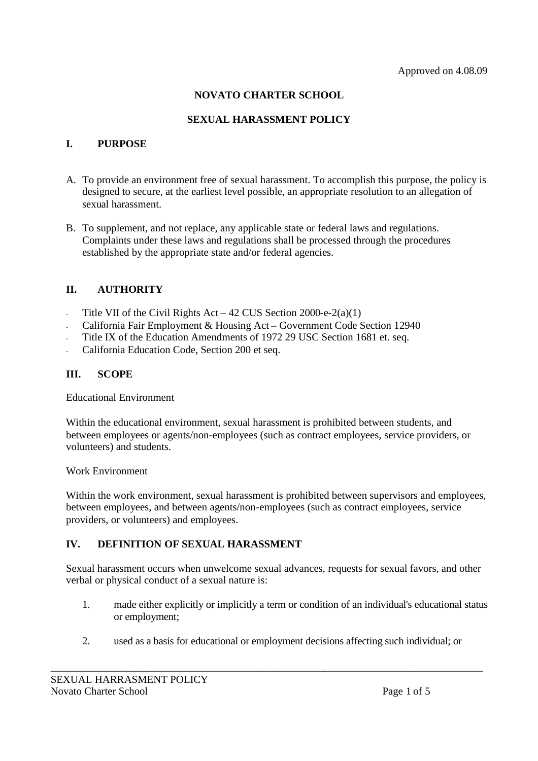Approved on 4.08.09

# NOVATO CHARTER SCHOOL

## SEXUAL HARASSMENT POLICY

### I. PURPOSE

A. To provide an environment free of sexual harassment. To accomplish this purpose, the policy is designed to secure, at the earliest level possible, an appropriate resolution to an allegation of sexual harassment.

B. To supplement, and not replace, any applicable state or federal laws and regulations. Complaints under these laws and regulations shall be processed through the procedures established by the appropriate state and/or federal agencies.

### II. AUTHORITY

- Title VII of the Civil Rights Act – 42 CUS Section 2000-e-2(a)(1)
- California Fair Employment & Housing Act – Government Code Section 12940
- Title IX of the Education Amendments of 1972 29 USC Section 1681 et. seq.
- California Education Code, Section 200 et seq.

### III. SCOPE

Educational Environment

Within the educational environment, sexual harassment is prohibited between students, and between employees or agents/non-employees (such as contract employees, service providers, or volunteers) and students.

Work Environment

Within the work environment, sexual harassment is prohibited between supervisors and employees, between employees, and between agents/non-employees (such as contract employees, service providers, or volunteers) and employees.

### IV. DEFINITION OF SEXUAL HARASSMENT

Sexual harassment occurs when unwelcome sexual advances, requests for sexual favors, and other verbal or physical conduct of a sexual nature is:

1. made either explicitly or implicitly a term or condition of an individual's educational status or employment;

2. used as a basis for educational or employment decisions affecting such individual; or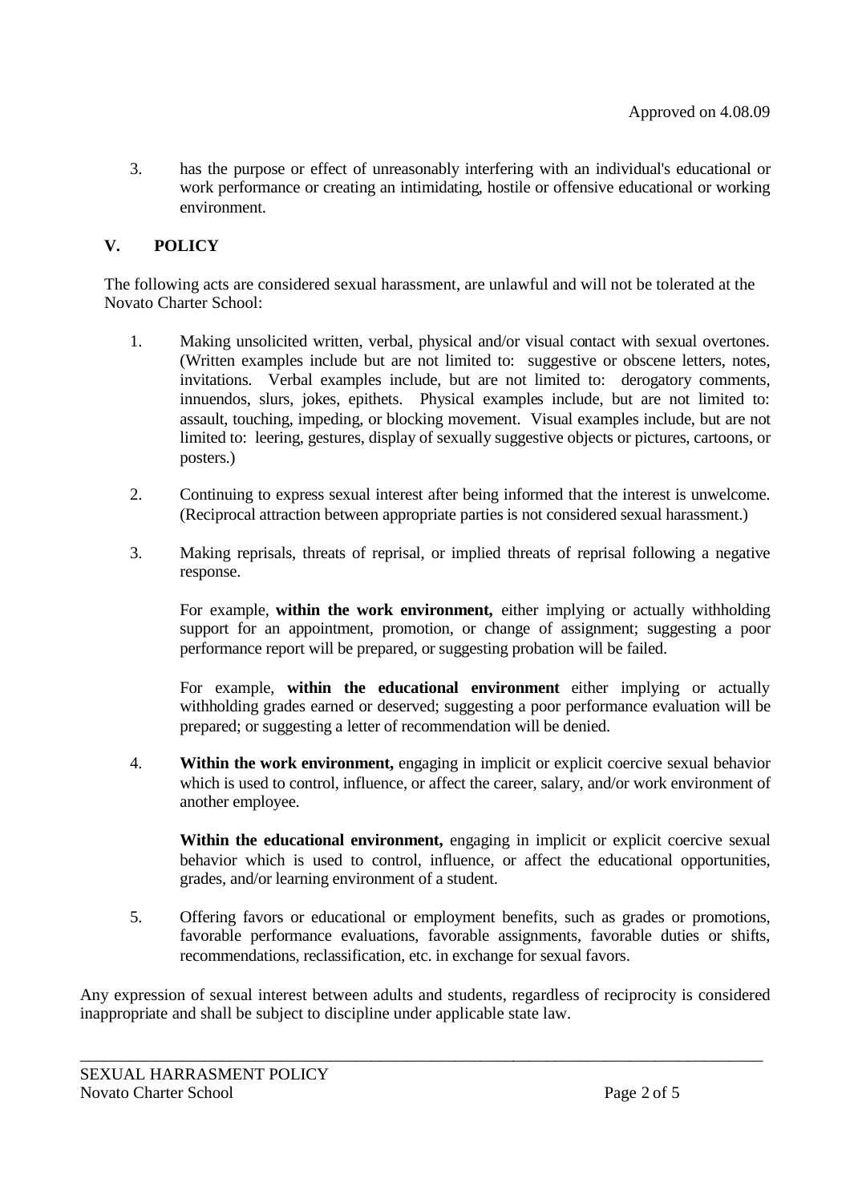Approved on 4.08.09

3. has the purpose or effect of unreasonably interfering with an individual's educational or work performance or creating an intimidating, hostile or offensive educational or working environment.

## V. POLICY

The following acts are considered sexual harassment, are unlawful and will not be tolerated at the Novato Charter School:

1. Making unsolicited written, verbal, physical and/or visual contact with sexual overtones. (Written examples include but are not limited to: suggestive or obscene letters, notes, invitations. Verbal examples include, but are not limited to: derogatory comments, innuendos, slurs, jokes, epithets. Physical examples include, but are not limited to: assault, touching, impeding, or blocking movement. Visual examples include, but are not limited to: leering, gestures, display of sexually suggestive objects or pictures, cartoons, or posters.)

2. Continuing to express sexual interest after being informed that the interest is unwelcome. (Reciprocal attraction between appropriate parties is not considered sexual harassment.)

3. Making reprisals, threats of reprisal, or implied threats of reprisal following a negative response.

   For example, **within the work environment,** either implying or actually withholding support for an appointment, promotion, or change of assignment; suggesting a poor performance report will be prepared, or suggesting probation will be failed.

   For example, **within the educational environment** either implying or actually withholding grades earned or deserved; suggesting a poor performance evaluation will be prepared; or suggesting a letter of recommendation will be denied.

4. **Within the work environment,** engaging in implicit or explicit coercive sexual behavior which is used to control, influence, or affect the career, salary, and/or work environment of another employee.

   **Within the educational environment,** engaging in implicit or explicit coercive sexual behavior which is used to control, influence, or affect the educational opportunities, grades, and/or learning environment of a student.

5. Offering favors or educational or employment benefits, such as grades or promotions, favorable performance evaluations, favorable assignments, favorable duties or shifts, recommendations, reclassification, etc. in exchange for sexual favors.

Any expression of sexual interest between adults and students, regardless of reciprocity is considered inappropriate and shall be subject to discipline under applicable state law.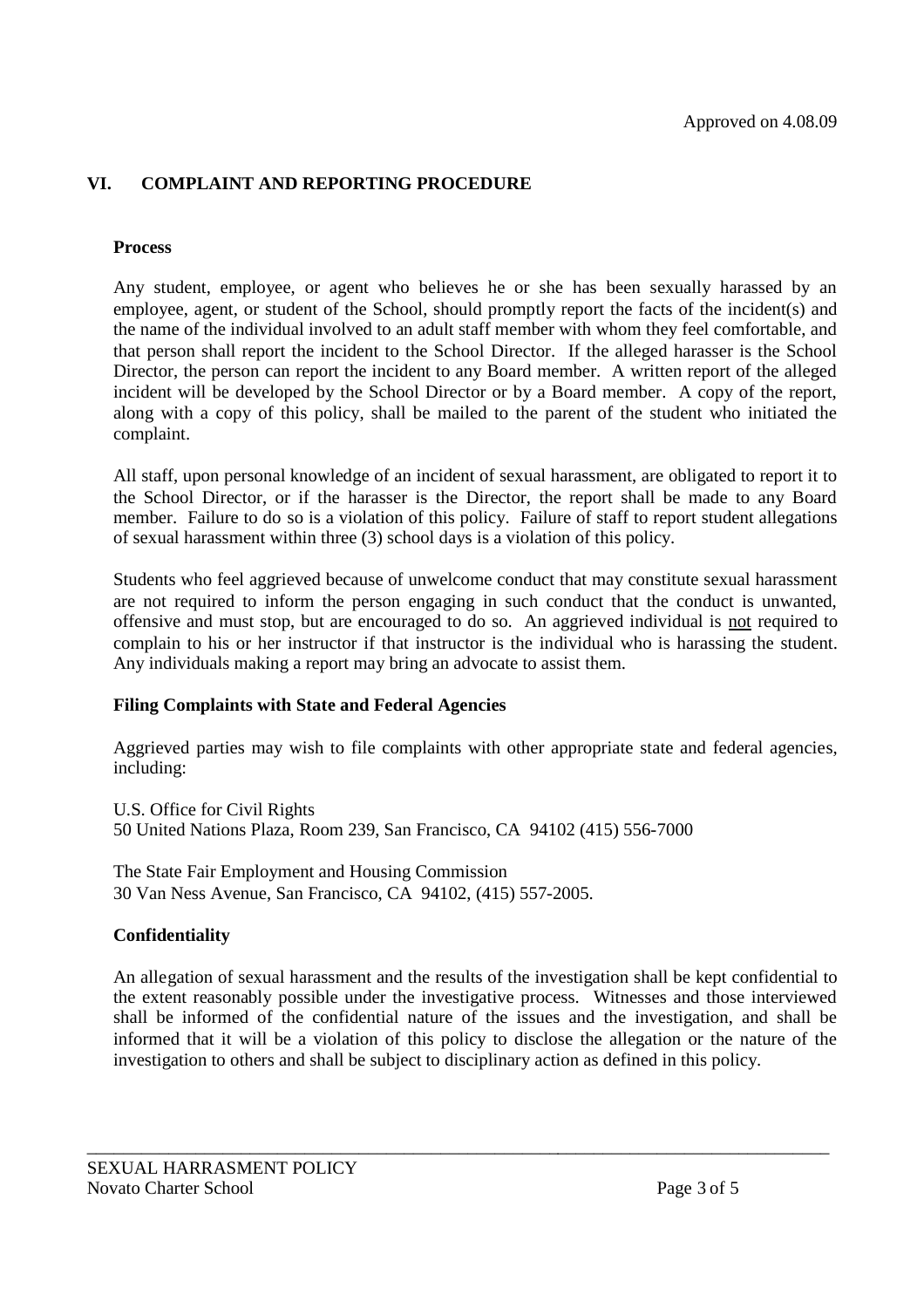Approved on 4.08.09

## VI. COMPLAINT AND REPORTING PROCEDURE

### Process

Any student, employee, or agent who believes he or she has been sexually harassed by an employee, agent, or student of the School, should promptly report the facts of the incident(s) and the name of the individual involved to an adult staff member with whom they feel comfortable, and that person shall report the incident to the School Director. If the alleged harasser is the School Director, the person can report the incident to any Board member. A written report of the alleged incident will be developed by the School Director or by a Board member. A copy of the report, along with a copy of this policy, shall be mailed to the parent of the student who initiated the complaint.

All staff, upon personal knowledge of an incident of sexual harassment, are obligated to report it to the School Director, or if the harasser is the Director, the report shall be made to any Board member. Failure to do so is a violation of this policy. Failure of staff to report student allegations of sexual harassment within three (3) school days is a violation of this policy.

Students who feel aggrieved because of unwelcome conduct that may constitute sexual harassment are not required to inform the person engaging in such conduct that the conduct is unwanted, offensive and must stop, but are encouraged to do so. An aggrieved individual is <u>not</u> required to complain to his or her instructor if that instructor is the individual who is harassing the student. Any individuals making a report may bring an advocate to assist them.

### Filing Complaints with State and Federal Agencies

Aggrieved parties may wish to file complaints with other appropriate state and federal agencies, including:

U.S. Office for Civil Rights
50 United Nations Plaza, Room 239, San Francisco, CA 94102 (415) 556-7000

The State Fair Employment and Housing Commission
30 Van Ness Avenue, San Francisco, CA 94102, (415) 557-2005.

### Confidentiality

An allegation of sexual harassment and the results of the investigation shall be kept confidential to the extent reasonably possible under the investigative process. Witnesses and those interviewed shall be informed of the confidential nature of the issues and the investigation, and shall be informed that it will be a violation of this policy to disclose the allegation or the nature of the investigation to others and shall be subject to disciplinary action as defined in this policy.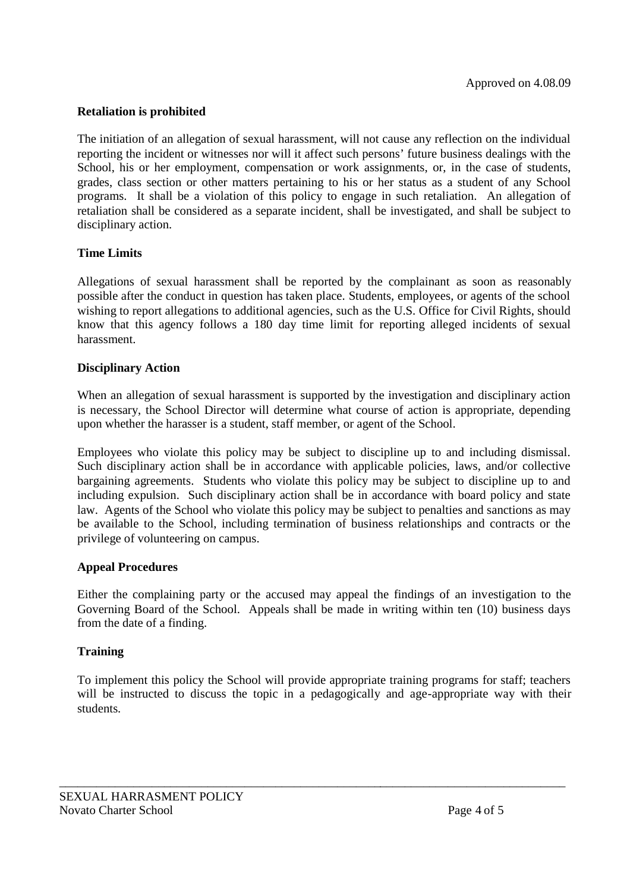Approved on 4.08.09

**Retaliation is prohibited**

The initiation of an allegation of sexual harassment, will not cause any reflection on the individual reporting the incident or witnesses nor will it affect such persons' future business dealings with the School, his or her employment, compensation or work assignments, or, in the case of students, grades, class section or other matters pertaining to his or her status as a student of any School programs. It shall be a violation of this policy to engage in such retaliation. An allegation of retaliation shall be considered as a separate incident, shall be investigated, and shall be subject to disciplinary action.

**Time Limits**

Allegations of sexual harassment shall be reported by the complainant as soon as reasonably possible after the conduct in question has taken place. Students, employees, or agents of the school wishing to report allegations to additional agencies, such as the U.S. Office for Civil Rights, should know that this agency follows a 180 day time limit for reporting alleged incidents of sexual harassment.

**Disciplinary Action**

When an allegation of sexual harassment is supported by the investigation and disciplinary action is necessary, the School Director will determine what course of action is appropriate, depending upon whether the harasser is a student, staff member, or agent of the School.

Employees who violate this policy may be subject to discipline up to and including dismissal. Such disciplinary action shall be in accordance with applicable policies, laws, and/or collective bargaining agreements. Students who violate this policy may be subject to discipline up to and including expulsion. Such disciplinary action shall be in accordance with board policy and state law. Agents of the School who violate this policy may be subject to penalties and sanctions as may be available to the School, including termination of business relationships and contracts or the privilege of volunteering on campus.

**Appeal Procedures**

Either the complaining party or the accused may appeal the findings of an investigation to the Governing Board of the School. Appeals shall be made in writing within ten (10) business days from the date of a finding.

**Training**

To implement this policy the School will provide appropriate training programs for staff; teachers will be instructed to discuss the topic in a pedagogically and age-appropriate way with their students.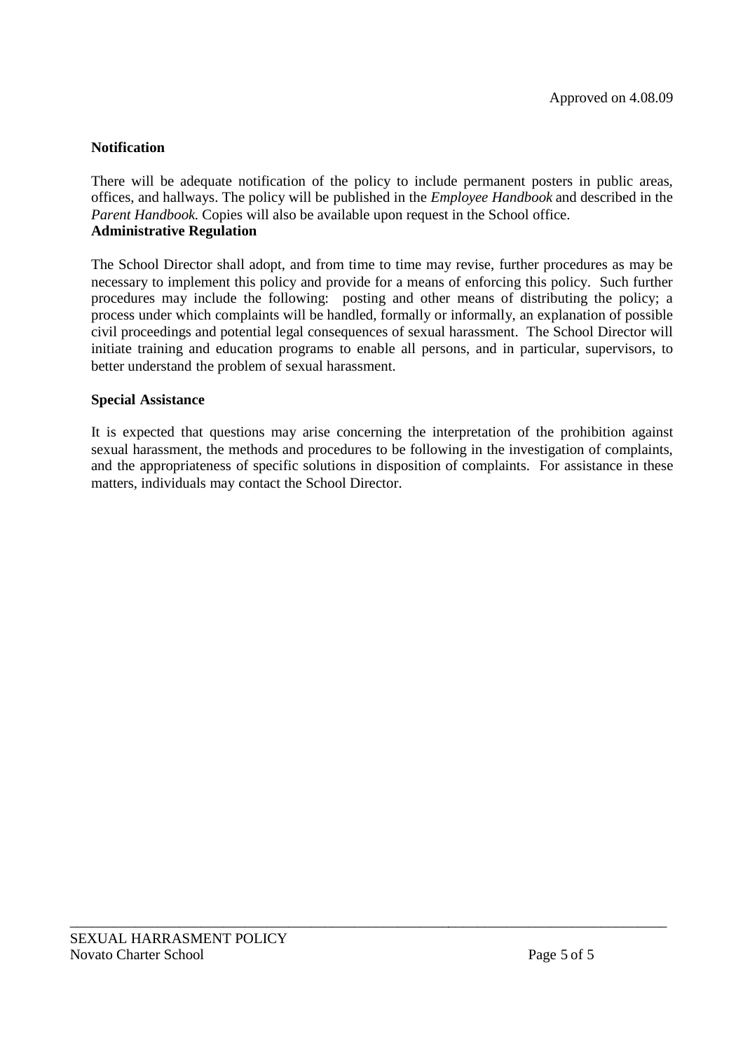Approved on 4.08.09

**Notification**

There will be adequate notification of the policy to include permanent posters in public areas, offices, and hallways. The policy will be published in the *Employee Handbook* and described in the *Parent Handbook.* Copies will also be available upon request in the School office.

**Administrative Regulation**

The School Director shall adopt, and from time to time may revise, further procedures as may be necessary to implement this policy and provide for a means of enforcing this policy. Such further procedures may include the following: posting and other means of distributing the policy; a process under which complaints will be handled, formally or informally, an explanation of possible civil proceedings and potential legal consequences of sexual harassment. The School Director will initiate training and education programs to enable all persons, and in particular, supervisors, to better understand the problem of sexual harassment.

**Special Assistance**

It is expected that questions may arise concerning the interpretation of the prohibition against sexual harassment, the methods and procedures to be following in the investigation of complaints, and the appropriateness of specific solutions in disposition of complaints. For assistance in these matters, individuals may contact the School Director.